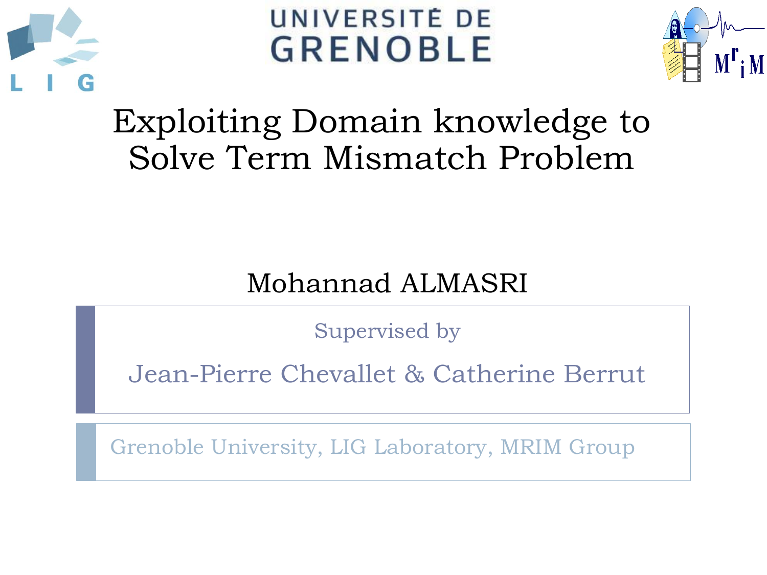UNIVERSITÉ DE GRENOBLE

# Exploiting Domain knowledge to Solve Term Mismatch Problem

Mohannad ALMASRI

Supervised by

Jean-Pierre Chevallet & Catherine Berrut

Grenoble University, LIG Laboratory, MRIM Group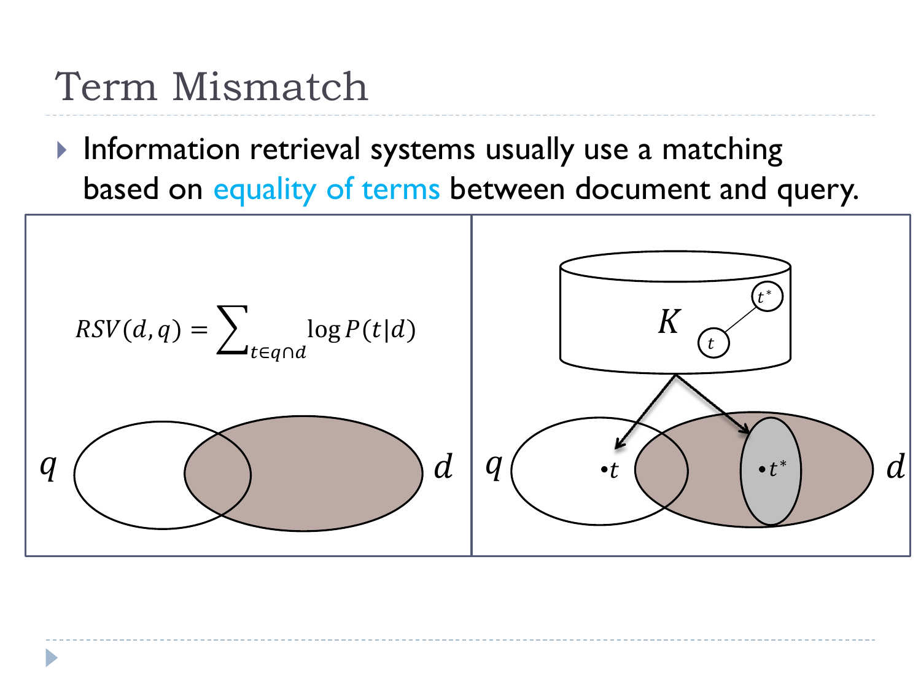# Term Mismatch

- Information retrieval systems usually use a matching based on equality of terms between document and query.

$$RSV(d,q) = \sum_{t \in q \cap d} \log P(t|d)$$

$q$ $d$

$K$ $t$ $t^*$

$q$ $\bullet t$ $\bullet t^*$ $d$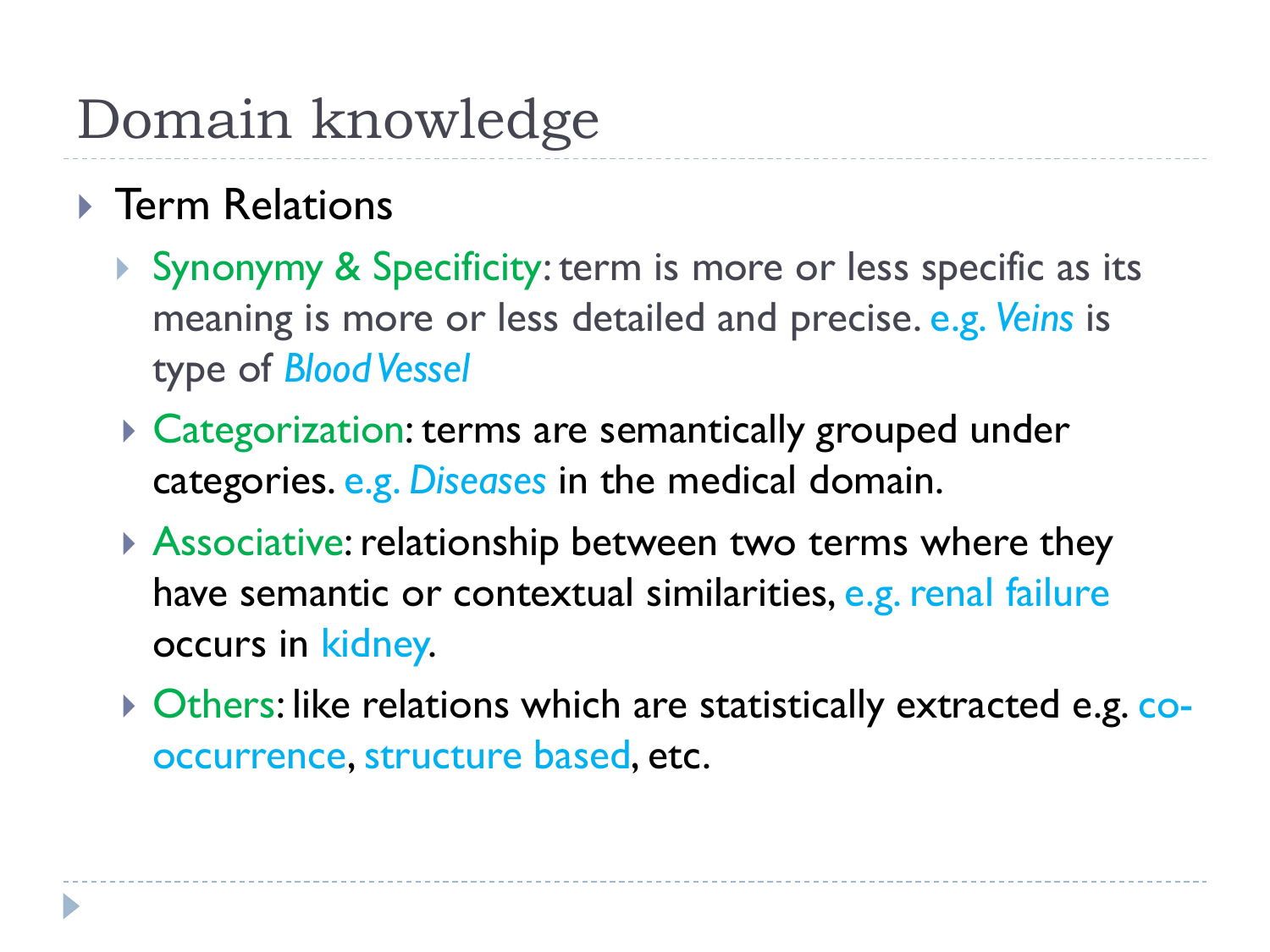# Domain knowledge

- Term Relations
  - Synonymy & Specificity: term is more or less specific as its meaning is more or less detailed and precise. e.g. *Veins* is type of *Blood Vessel*
  - Categorization: terms are semantically grouped under categories. e.g. *Diseases* in the medical domain.
  - Associative: relationship between two terms where they have semantic or contextual similarities, e.g. renal failure occurs in kidney.
  - Others: like relations which are statistically extracted e.g. co-occurrence, structure based, etc.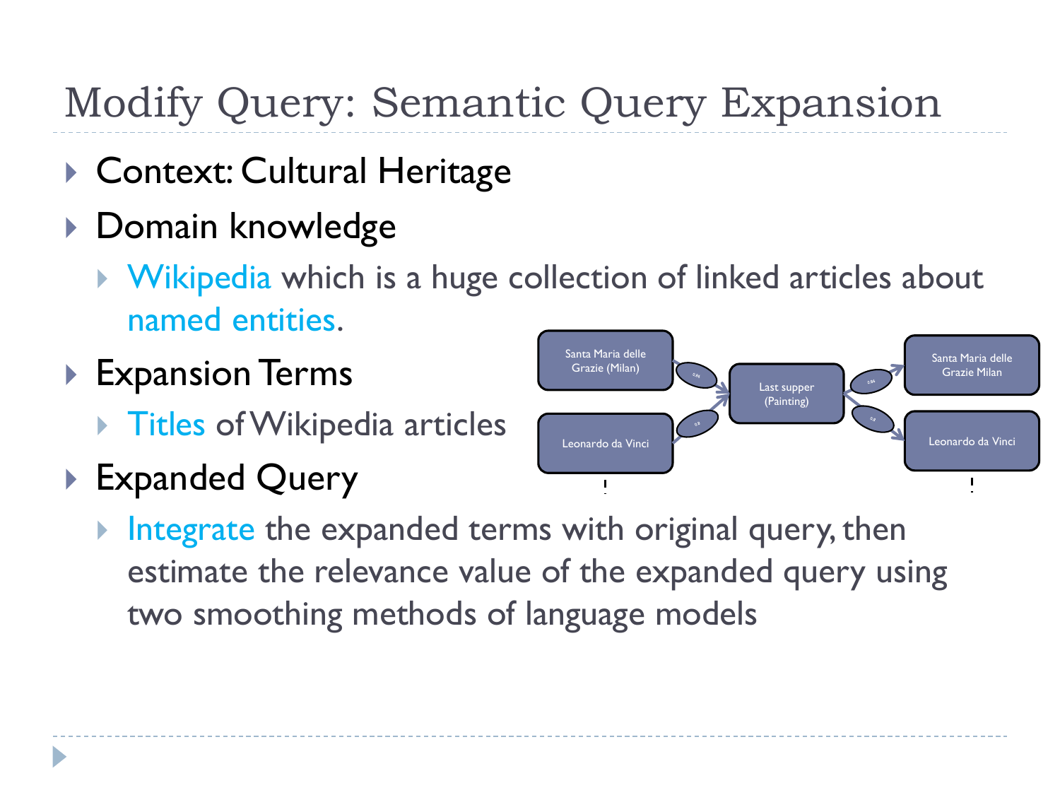# Modify Query: Semantic Query Expansion

- Context: Cultural Heritage
- Domain knowledge
  - Wikipedia which is a huge collection of linked articles about named entities.
- Expansion Terms
  - Titles of Wikipedia articles
- Expanded Query
  - Integrate the expanded terms with original query, then estimate the relevance value of the expanded query using two smoothing methods of language models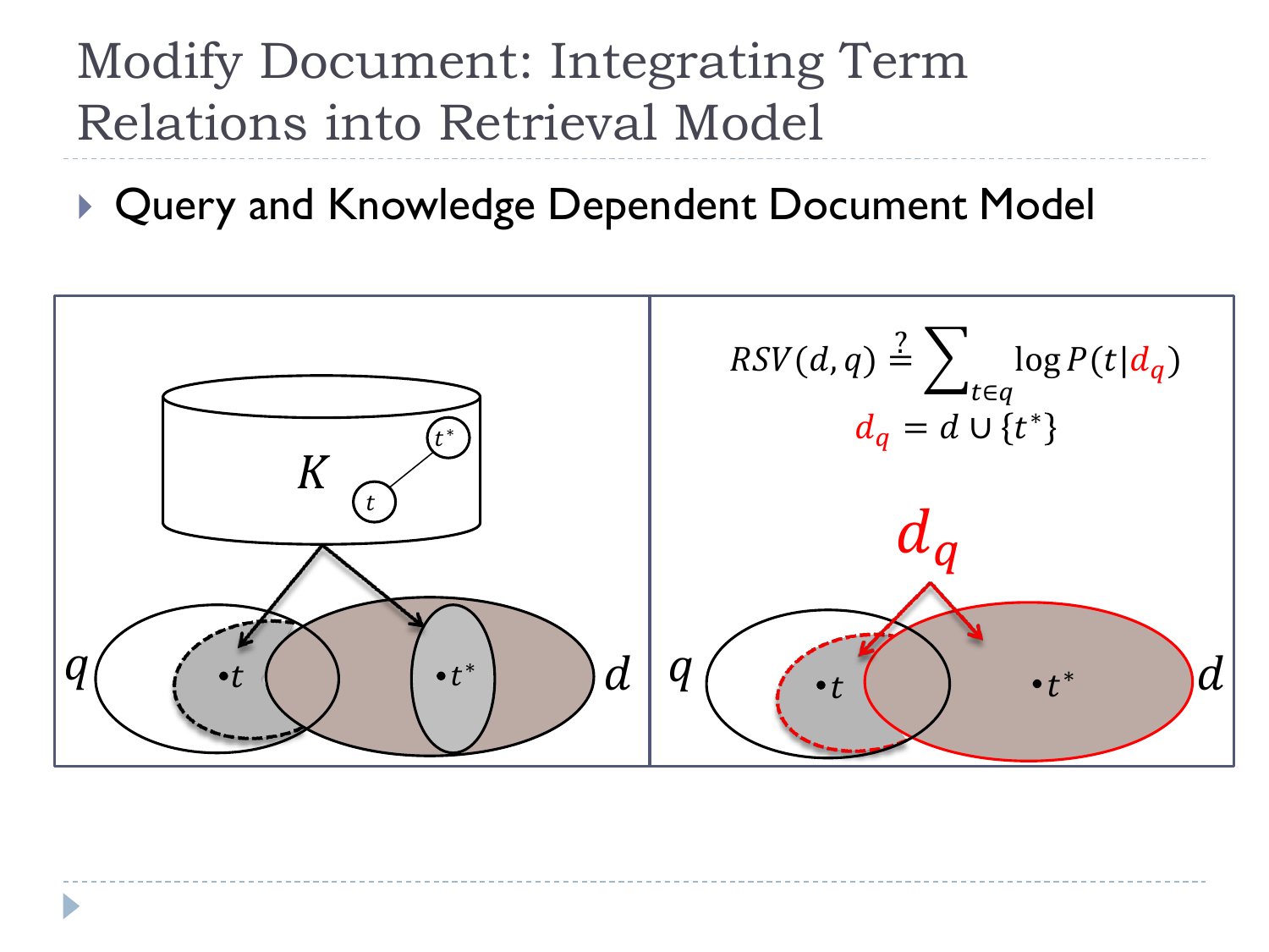# Modify Document: Integrating Term Relations into Retrieval Model

- Query and Knowledge Dependent Document Model

$$RSV(d,q) \stackrel{?}{=} \sum_{t \in q} \log P(t|d_q)$$

$$d_q = d \cup \{t^*\}$$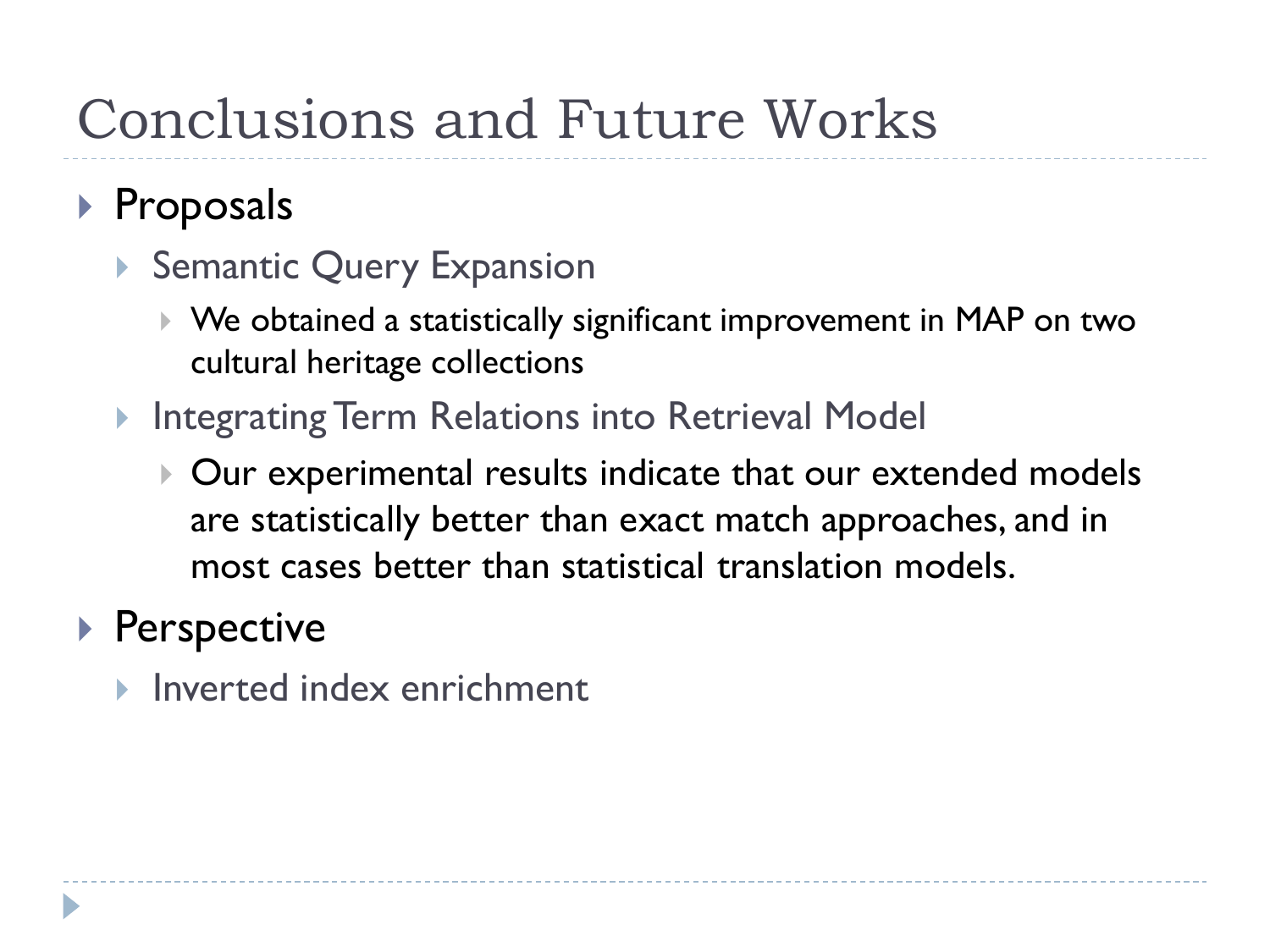# Conclusions and Future Works

- Proposals
  - Semantic Query Expansion
    - We obtained a statistically significant improvement in MAP on two cultural heritage collections
  - Integrating Term Relations into Retrieval Model
    - Our experimental results indicate that our extended models are statistically better than exact match approaches, and in most cases better than statistical translation models.
- Perspective
  - Inverted index enrichment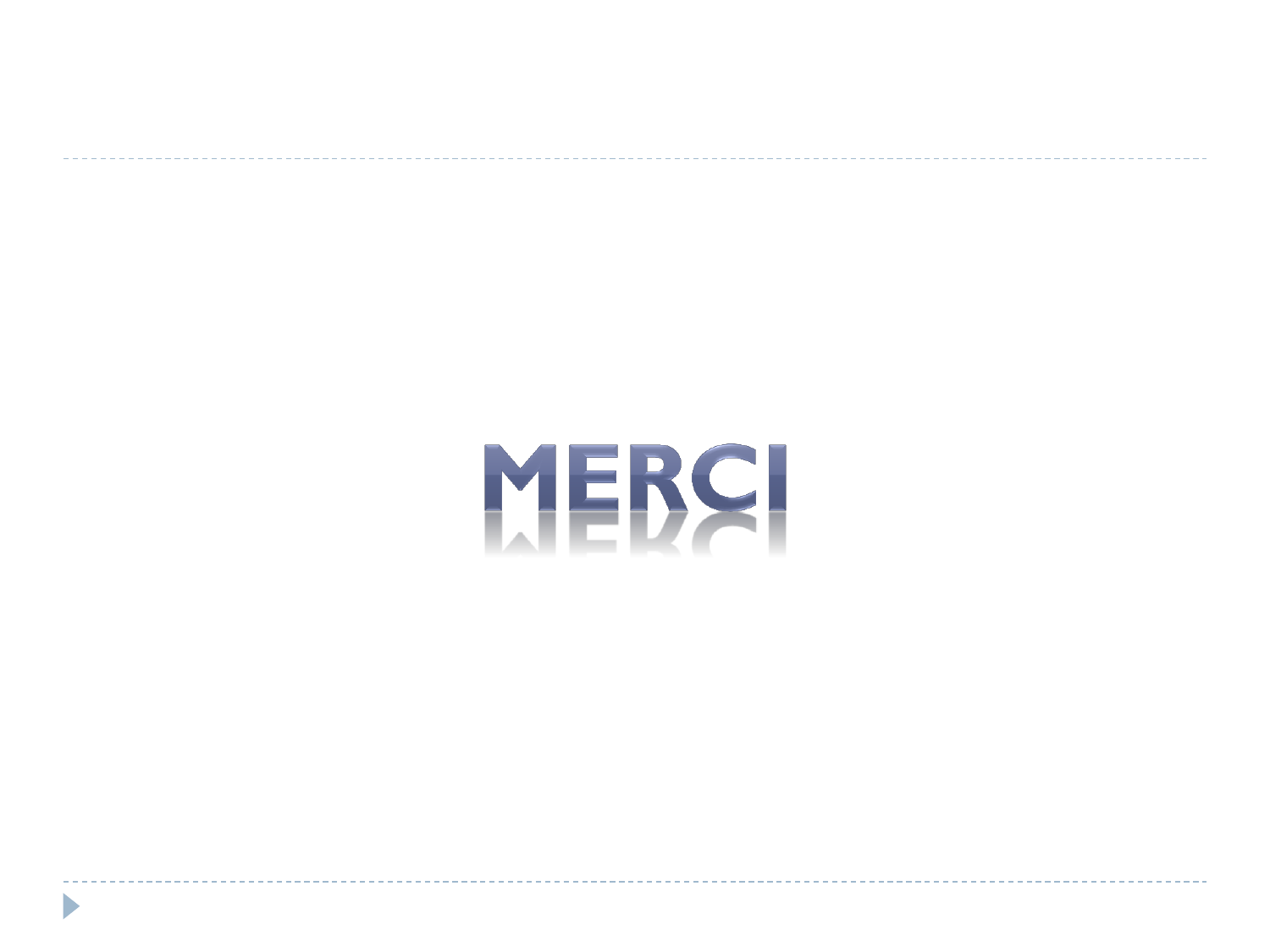# MERCI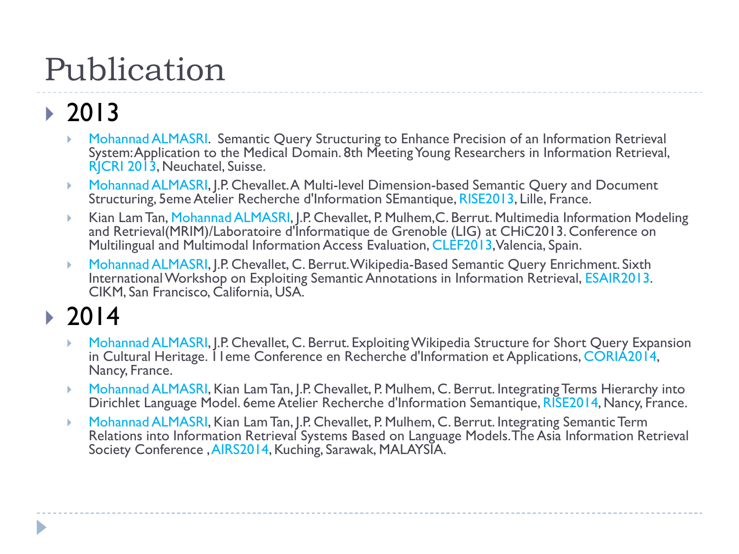# Publication

## 2013

- Mohannad ALMASRI. Semantic Query Structuring to Enhance Precision of an Information Retrieval System: Application to the Medical Domain. 8th Meeting Young Researchers in Information Retrieval, RJCRI 2013, Neuchatel, Suisse.
- Mohannad ALMASRI, J.P. Chevallet. A Multi-level Dimension-based Semantic Query and Document Structuring, 5eme Atelier Recherche d'Information SEmantique, RISE2013, Lille, France.
- Kian Lam Tan, Mohannad ALMASRI, J.P. Chevallet, P. Mulhem, C. Berrut. Multimedia Information Modeling and Retrieval(MRIM)/Laboratoire d'Informatique de Grenoble (LIG) at CHiC2013. Conference on Multilingual and Multimodal Information Access Evaluation, CLEF2013, Valencia, Spain.
- Mohannad ALMASRI, J.P. Chevallet, C. Berrut. Wikipedia-Based Semantic Query Enrichment. Sixth International Workshop on Exploiting Semantic Annotations in Information Retrieval, ESAIR2013. CIKM, San Francisco, California, USA.

## 2014

- Mohannad ALMASRI, J.P. Chevallet, C. Berrut. Exploiting Wikipedia Structure for Short Query Expansion in Cultural Heritage. 11eme Conference en Recherche d'Information et Applications, CORIA2014, Nancy, France.
- Mohannad ALMASRI, Kian Lam Tan, J.P. Chevallet, P. Mulhem, C. Berrut. Integrating Terms Hierarchy into Dirichlet Language Model. 6eme Atelier Recherche d'Information Semantique, RISE2014, Nancy, France.
- Mohannad ALMASRI, Kian Lam Tan, J.P. Chevallet, P. Mulhem, C. Berrut. Integrating Semantic Term Relations into Information Retrieval Systems Based on Language Models. The Asia Information Retrieval Society Conference , AIRS2014, Kuching, Sarawak, MALAYSIA.